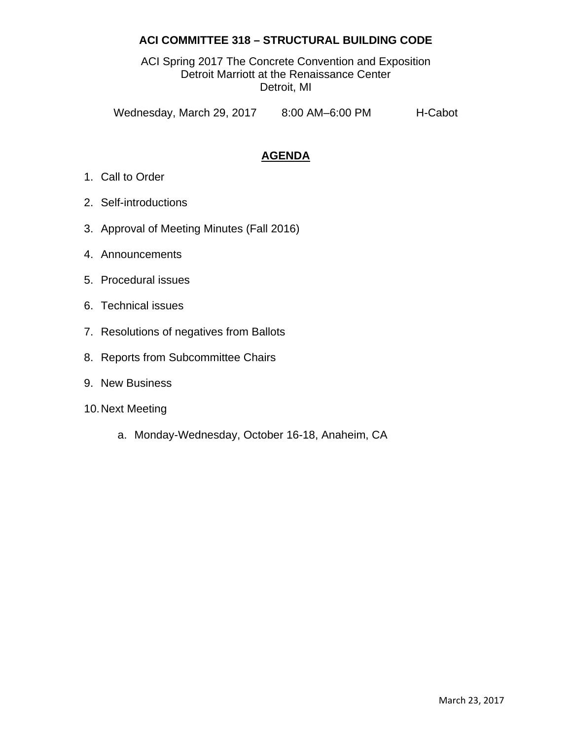# ACI COMMITTEE 318 – STRUCTURAL BUILDING CODE

ACI Spring 2017 The Concrete Convention and Exposition
Detroit Marriott at the Renaissance Center
Detroit, MI

Wednesday, March 29, 2017 8:00 AM–6:00 PM H-Cabot

## AGENDA

1. Call to Order
2. Self-introductions
3. Approval of Meeting Minutes (Fall 2016)
4. Announcements
5. Procedural issues
6. Technical issues
7. Resolutions of negatives from Ballots
8. Reports from Subcommittee Chairs
9. New Business
10. Next Meeting
    a. Monday-Wednesday, October 16-18, Anaheim, CA

March 23, 2017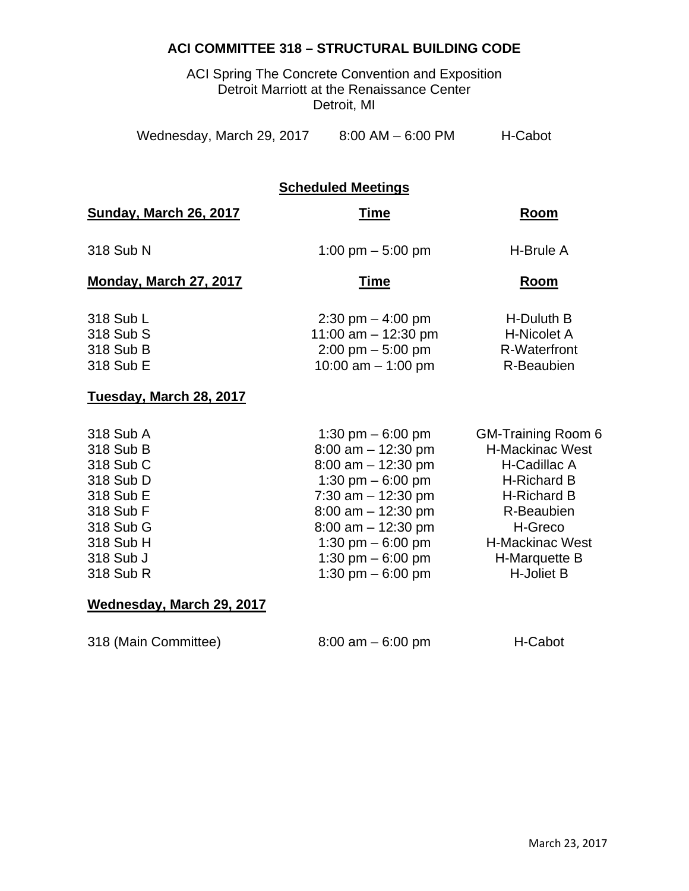**ACI COMMITTEE 318 – STRUCTURAL BUILDING CODE**

ACI Spring The Concrete Convention and Exposition
Detroit Marriott at the Renaissance Center
Detroit, MI

Wednesday, March 29, 2017 8:00 AM – 6:00 PM H-Cabot

**Scheduled Meetings**

| **Sunday, March 26, 2017** | **Time** | **Room** |
|---|---|---|
| 318 Sub N | 1:00 pm – 5:00 pm | H-Brule A |
| **Monday, March 27, 2017** | **Time** | **Room** |
| 318 Sub L | 2:30 pm – 4:00 pm | H-Duluth B |
| 318 Sub S | 11:00 am – 12:30 pm | H-Nicolet A |
| 318 Sub B | 2:00 pm – 5:00 pm | R-Waterfront |
| 318 Sub E | 10:00 am – 1:00 pm | R-Beaubien |
| **Tuesday, March 28, 2017** | | |
| 318 Sub A | 1:30 pm – 6:00 pm | GM-Training Room 6 |
| 318 Sub B | 8:00 am – 12:30 pm | H-Mackinac West |
| 318 Sub C | 8:00 am – 12:30 pm | H-Cadillac A |
| 318 Sub D | 1:30 pm – 6:00 pm | H-Richard B |
| 318 Sub E | 7:30 am – 12:30 pm | H-Richard B |
| 318 Sub F | 8:00 am – 12:30 pm | R-Beaubien |
| 318 Sub G | 8:00 am – 12:30 pm | H-Greco |
| 318 Sub H | 1:30 pm – 6:00 pm | H-Mackinac West |
| 318 Sub J | 1:30 pm – 6:00 pm | H-Marquette B |
| 318 Sub R | 1:30 pm – 6:00 pm | H-Joliet B |
| **Wednesday, March 29, 2017** | | |
| 318 (Main Committee) | 8:00 am – 6:00 pm | H-Cabot |

March 23, 2017